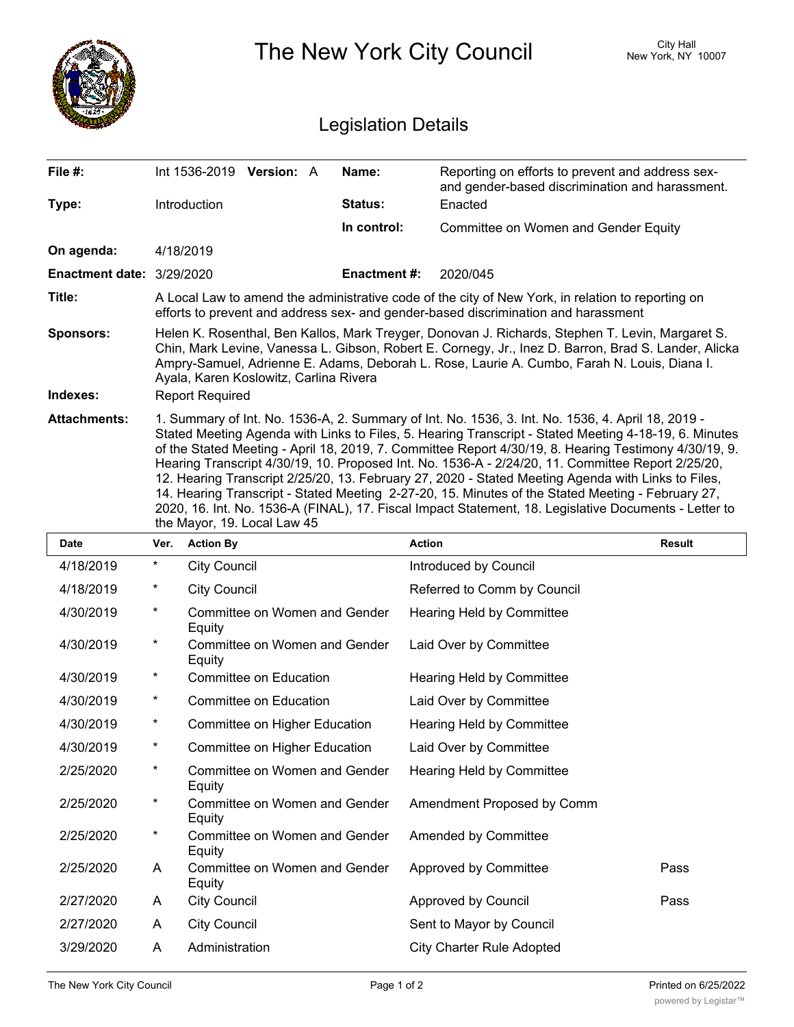# The New York City Council

City Hall
New York, NY 10007

## Legislation Details

| | | | |
|---|---|---|---|
| **File #:** | Int 1536-2019 **Version:** A | **Name:** | Reporting on efforts to prevent and address sex- and gender-based discrimination and harassment. |
| **Type:** | Introduction | **Status:** | Enacted |
| | | **In control:** | Committee on Women and Gender Equity |
| **On agenda:** | 4/18/2019 | | |
| **Enactment date:** | 3/29/2020 | **Enactment #:** | 2020/045 |

**Title:** A Local Law to amend the administrative code of the city of New York, in relation to reporting on efforts to prevent and address sex- and gender-based discrimination and harassment

**Sponsors:** Helen K. Rosenthal, Ben Kallos, Mark Treyger, Donovan J. Richards, Stephen T. Levin, Margaret S. Chin, Mark Levine, Vanessa L. Gibson, Robert E. Cornegy, Jr., Inez D. Barron, Brad S. Lander, Alicka Ampry-Samuel, Adrienne E. Adams, Deborah L. Rose, Laurie A. Cumbo, Farah N. Louis, Diana I. Ayala, Karen Koslowitz, Carlina Rivera

**Indexes:** Report Required

**Attachments:** 1. Summary of Int. No. 1536-A, 2. Summary of Int. No. 1536, 3. Int. No. 1536, 4. April 18, 2019 - Stated Meeting Agenda with Links to Files, 5. Hearing Transcript - Stated Meeting 4-18-19, 6. Minutes of the Stated Meeting - April 18, 2019, 7. Committee Report 4/30/19, 8. Hearing Testimony 4/30/19, 9. Hearing Transcript 4/30/19, 10. Proposed Int. No. 1536-A - 2/24/20, 11. Committee Report 2/25/20, 12. Hearing Transcript 2/25/20, 13. February 27, 2020 - Stated Meeting Agenda with Links to Files, 14. Hearing Transcript - Stated Meeting 2-27-20, 15. Minutes of the Stated Meeting - February 27, 2020, 16. Int. No. 1536-A (FINAL), 17. Fiscal Impact Statement, 18. Legislative Documents - Letter to the Mayor, 19. Local Law 45

| Date | Ver. | Action By | Action | Result |
|---|---|---|---|---|
| 4/18/2019 | * | City Council | Introduced by Council | |
| 4/18/2019 | * | City Council | Referred to Comm by Council | |
| 4/30/2019 | * | Committee on Women and Gender Equity | Hearing Held by Committee | |
| 4/30/2019 | * | Committee on Women and Gender Equity | Laid Over by Committee | |
| 4/30/2019 | * | Committee on Education | Hearing Held by Committee | |
| 4/30/2019 | * | Committee on Education | Laid Over by Committee | |
| 4/30/2019 | * | Committee on Higher Education | Hearing Held by Committee | |
| 4/30/2019 | * | Committee on Higher Education | Laid Over by Committee | |
| 2/25/2020 | * | Committee on Women and Gender Equity | Hearing Held by Committee | |
| 2/25/2020 | * | Committee on Women and Gender Equity | Amendment Proposed by Comm | |
| 2/25/2020 | * | Committee on Women and Gender Equity | Amended by Committee | |
| 2/25/2020 | A | Committee on Women and Gender Equity | Approved by Committee | Pass |
| 2/27/2020 | A | City Council | Approved by Council | Pass |
| 2/27/2020 | A | City Council | Sent to Mayor by Council | |
| 3/29/2020 | A | Administration | City Charter Rule Adopted | |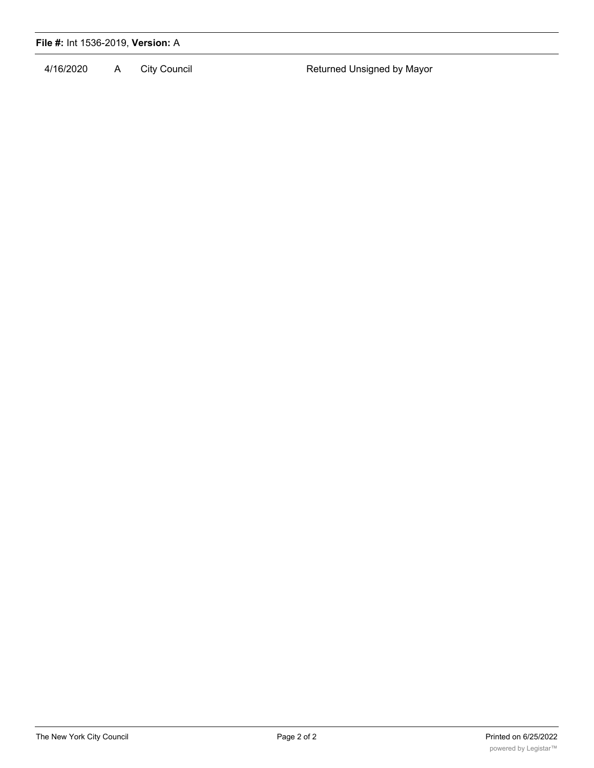| | | | |
|---|---|---|---|
| 4/16/2020 | A | City Council | Returned Unsigned by Mayor |